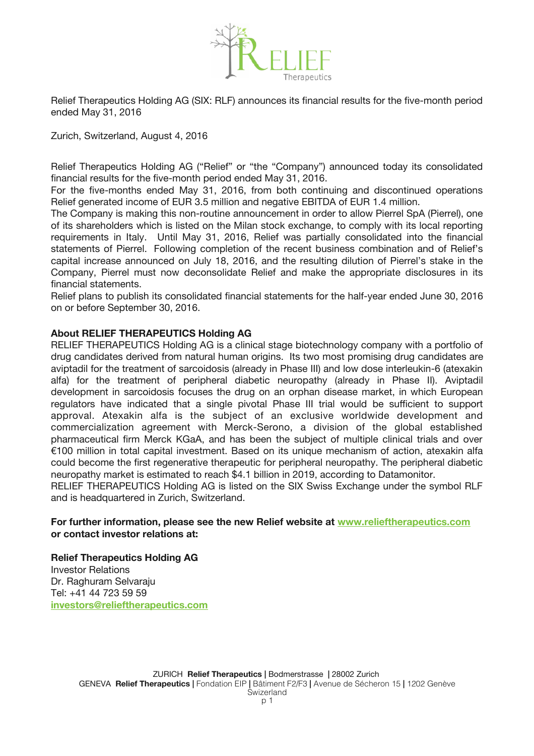Relief Therapeutics Holding AG (SIX: RLF) announces its financial results for the five-month period ended May 31, 2016

Zurich, Switzerland, August 4, 2016

Relief Therapeutics Holding AG ("Relief" or "the "Company") announced today its consolidated financial results for the five-month period ended May 31, 2016.
For the five-months ended May 31, 2016, from both continuing and discontinued operations Relief generated income of EUR 3.5 million and negative EBITDA of EUR 1.4 million.
The Company is making this non-routine announcement in order to allow Pierrel SpA (Pierrel), one of its shareholders which is listed on the Milan stock exchange, to comply with its local reporting requirements in Italy. Until May 31, 2016, Relief was partially consolidated into the financial statements of Pierrel. Following completion of the recent business combination and of Relief's capital increase announced on July 18, 2016, and the resulting dilution of Pierrel's stake in the Company, Pierrel must now deconsolidate Relief and make the appropriate disclosures in its financial statements.
Relief plans to publish its consolidated financial statements for the half-year ended June 30, 2016 on or before September 30, 2016.

**About RELIEF THERAPEUTICS Holding AG**
RELIEF THERAPEUTICS Holding AG is a clinical stage biotechnology company with a portfolio of drug candidates derived from natural human origins. Its two most promising drug candidates are aviptadil for the treatment of sarcoidosis (already in Phase III) and low dose interleukin-6 (atexakin alfa) for the treatment of peripheral diabetic neuropathy (already in Phase II). Aviptadil development in sarcoidosis focuses the drug on an orphan disease market, in which European regulators have indicated that a single pivotal Phase III trial would be sufficient to support approval. Atexakin alfa is the subject of an exclusive worldwide development and commercialization agreement with Merck-Serono, a division of the global established pharmaceutical firm Merck KGaA, and has been the subject of multiple clinical trials and over €100 million in total capital investment. Based on its unique mechanism of action, atexakin alfa could become the first regenerative therapeutic for peripheral neuropathy. The peripheral diabetic neuropathy market is estimated to reach $4.1 billion in 2019, according to Datamonitor.
RELIEF THERAPEUTICS Holding AG is listed on the SIX Swiss Exchange under the symbol RLF and is headquartered in Zurich, Switzerland.

**For further information, please see the new Relief website at [www.relieftherapeutics.com](www.relieftherapeutics.com) or contact investor relations at:**

**Relief Therapeutics Holding AG**
Investor Relations
Dr. Raghuram Selvaraju
Tel: +41 44 723 59 59
**[investors@relieftherapeutics.com](mailto:investors@relieftherapeutics.com)**

ZURICH **Relief Therapeutics** | Bodmerstrasse | 28002 Zurich
GENEVA **Relief Therapeutics** | Fondation EIP | Bâtiment F2/F3 | Avenue de Sécheron 15 | 1202 Genève
Swizerland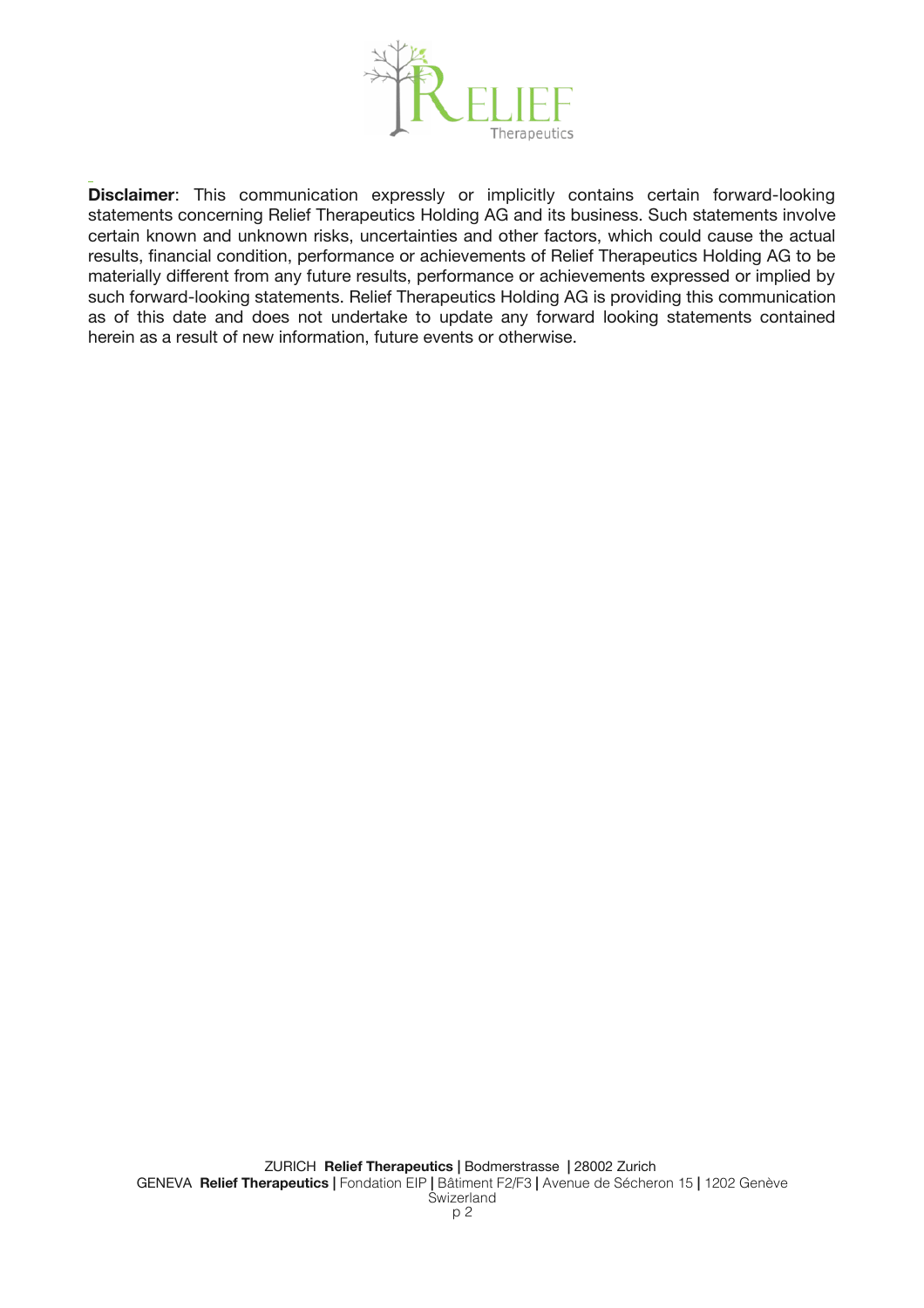**Disclaimer**: This communication expressly or implicitly contains certain forward-looking statements concerning Relief Therapeutics Holding AG and its business. Such statements involve certain known and unknown risks, uncertainties and other factors, which could cause the actual results, financial condition, performance or achievements of Relief Therapeutics Holding AG to be materially different from any future results, performance or achievements expressed or implied by such forward-looking statements. Relief Therapeutics Holding AG is providing this communication as of this date and does not undertake to update any forward looking statements contained herein as a result of new information, future events or otherwise.